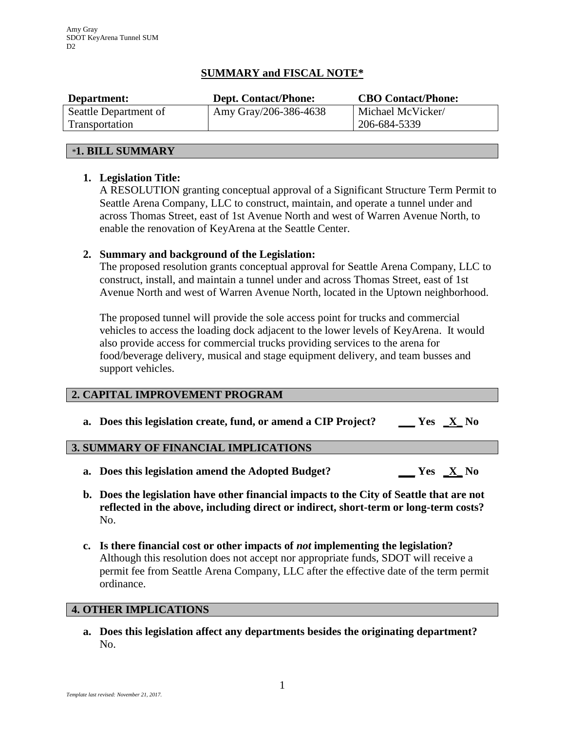Amy Gray
SDOT KeyArena Tunnel SUM
D2

# SUMMARY and FISCAL NOTE*

| Department: | Dept. Contact/Phone: | CBO Contact/Phone: |
|---|---|---|
| Seattle Department of Transportation | Amy Gray/206-386-4638 | Michael McVicker/ 206-684-5339 |

## *1. BILL SUMMARY

1. **Legislation Title:**
   A RESOLUTION granting conceptual approval of a Significant Structure Term Permit to Seattle Arena Company, LLC to construct, maintain, and operate a tunnel under and across Thomas Street, east of 1st Avenue North and west of Warren Avenue North, to enable the renovation of KeyArena at the Seattle Center.

2. **Summary and background of the Legislation:**
   The proposed resolution grants conceptual approval for Seattle Arena Company, LLC to construct, install, and maintain a tunnel under and across Thomas Street, east of 1st Avenue North and west of Warren Avenue North, located in the Uptown neighborhood.

   The proposed tunnel will provide the sole access point for trucks and commercial vehicles to access the loading dock adjacent to the lower levels of KeyArena. It would also provide access for commercial trucks providing services to the arena for food/beverage delivery, musical and stage equipment delivery, and team busses and support vehicles.

## 2. CAPITAL IMPROVEMENT PROGRAM

a. **Does this legislation create, fund, or amend a CIP Project?** ___ Yes _X_ No

## 3. SUMMARY OF FINANCIAL IMPLICATIONS

a. **Does this legislation amend the Adopted Budget?** ___ Yes _X_ No

b. **Does the legislation have other financial impacts to the City of Seattle that are not reflected in the above, including direct or indirect, short-term or long-term costs?**
   No.

c. **Is there financial cost or other impacts of *not* implementing the legislation?**
   Although this resolution does not accept nor appropriate funds, SDOT will receive a permit fee from Seattle Arena Company, LLC after the effective date of the term permit ordinance.

## 4. OTHER IMPLICATIONS

a. **Does this legislation affect any departments besides the originating department?**
   No.

*Template last revised: November 21, 2017.*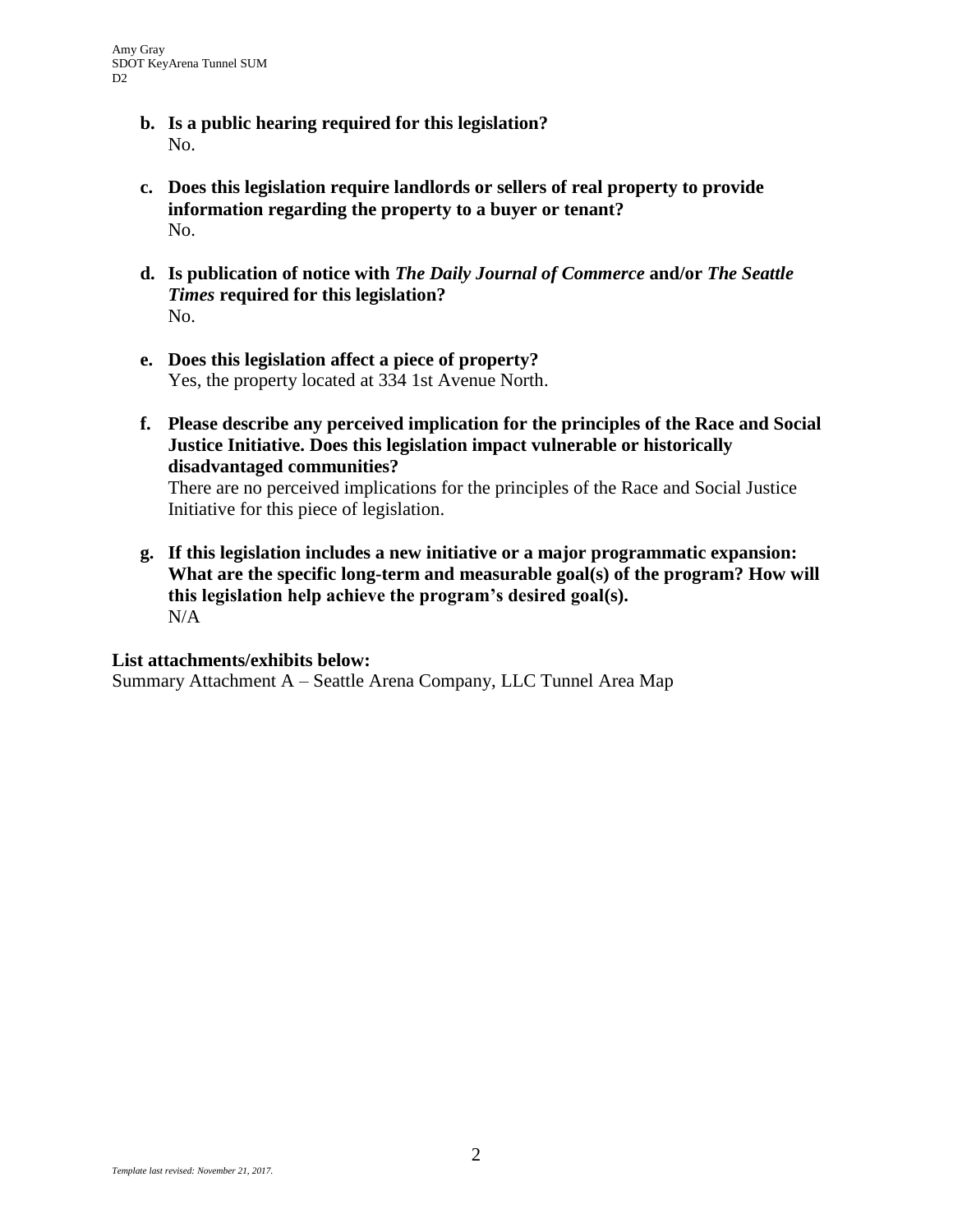**b. Is a public hearing required for this legislation?**
No.

**c. Does this legislation require landlords or sellers of real property to provide information regarding the property to a buyer or tenant?**
No.

**d. Is publication of notice with *The Daily Journal of Commerce* and/or *The Seattle Times* required for this legislation?**
No.

**e. Does this legislation affect a piece of property?**
Yes, the property located at 334 1st Avenue North.

**f. Please describe any perceived implication for the principles of the Race and Social Justice Initiative. Does this legislation impact vulnerable or historically disadvantaged communities?**
There are no perceived implications for the principles of the Race and Social Justice Initiative for this piece of legislation.

**g. If this legislation includes a new initiative or a major programmatic expansion: What are the specific long-term and measurable goal(s) of the program? How will this legislation help achieve the program's desired goal(s).**
N/A

**List attachments/exhibits below:**

Summary Attachment A – Seattle Arena Company, LLC Tunnel Area Map